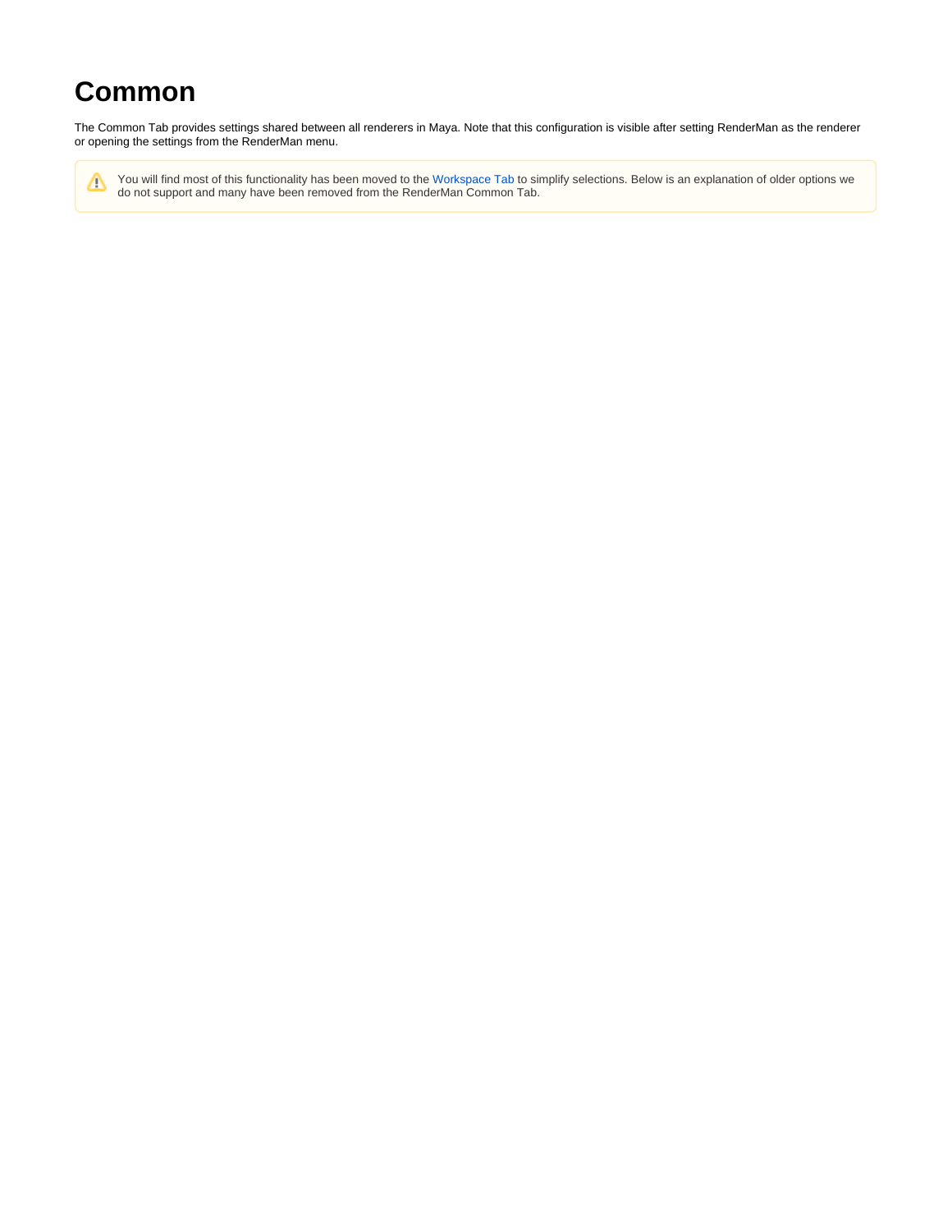# Common

The Common Tab provides settings shared between all renderers in Maya. Note that this configuration is visible after setting RenderMan as the renderer or opening the settings from the RenderMan menu.

> ⚠️ You will find most of this functionality has been moved to the Workspace Tab to simplify selections. Below is an explanation of older options we do not support and many have been removed from the RenderMan Common Tab.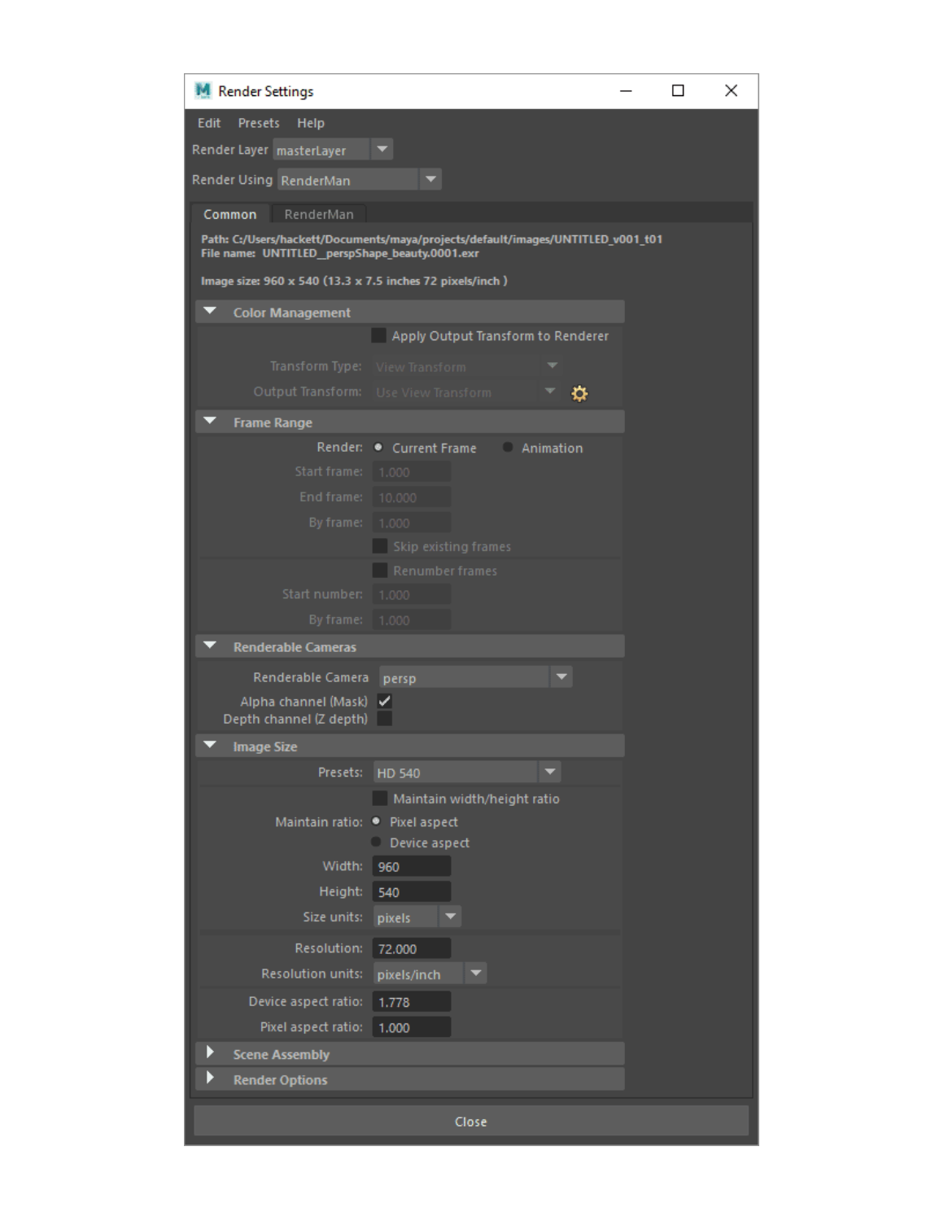Render Settings

Edit Presets Help

Render Layer masterLayer

Render Using RenderMan

Common | RenderMan

Path: C:/Users/hackett/Documents/maya/projects/default/images/UNTITLED_v001_t01
File name: UNTITLED__perspShape_beauty.0001.exr

Image size: 960 x 540 (13.3 x 7.5 inches 72 pixels/inch )

**Color Management**

Apply Output Transform to Renderer

Transform Type: View Transform

Output Transform: Use View Transform

**Frame Range**

Render: Current Frame Animation

Start frame: 1.000

End frame: 10.000

By frame: 1.000

Skip existing frames

Renumber frames

Start number: 1.000

By frame: 1.000

**Renderable Cameras**

Renderable Camera persp

Alpha channel (Mask) ✓

Depth channel (Z depth)

**Image Size**

Presets: HD 540

Maintain width/height ratio

Maintain ratio: Pixel aspect

Device aspect

Width: 960

Height: 540

Size units: pixels

Resolution: 72.000

Resolution units: pixels/inch

Device aspect ratio: 1.778

Pixel aspect ratio: 1.000

**Scene Assembly**

**Render Options**

Close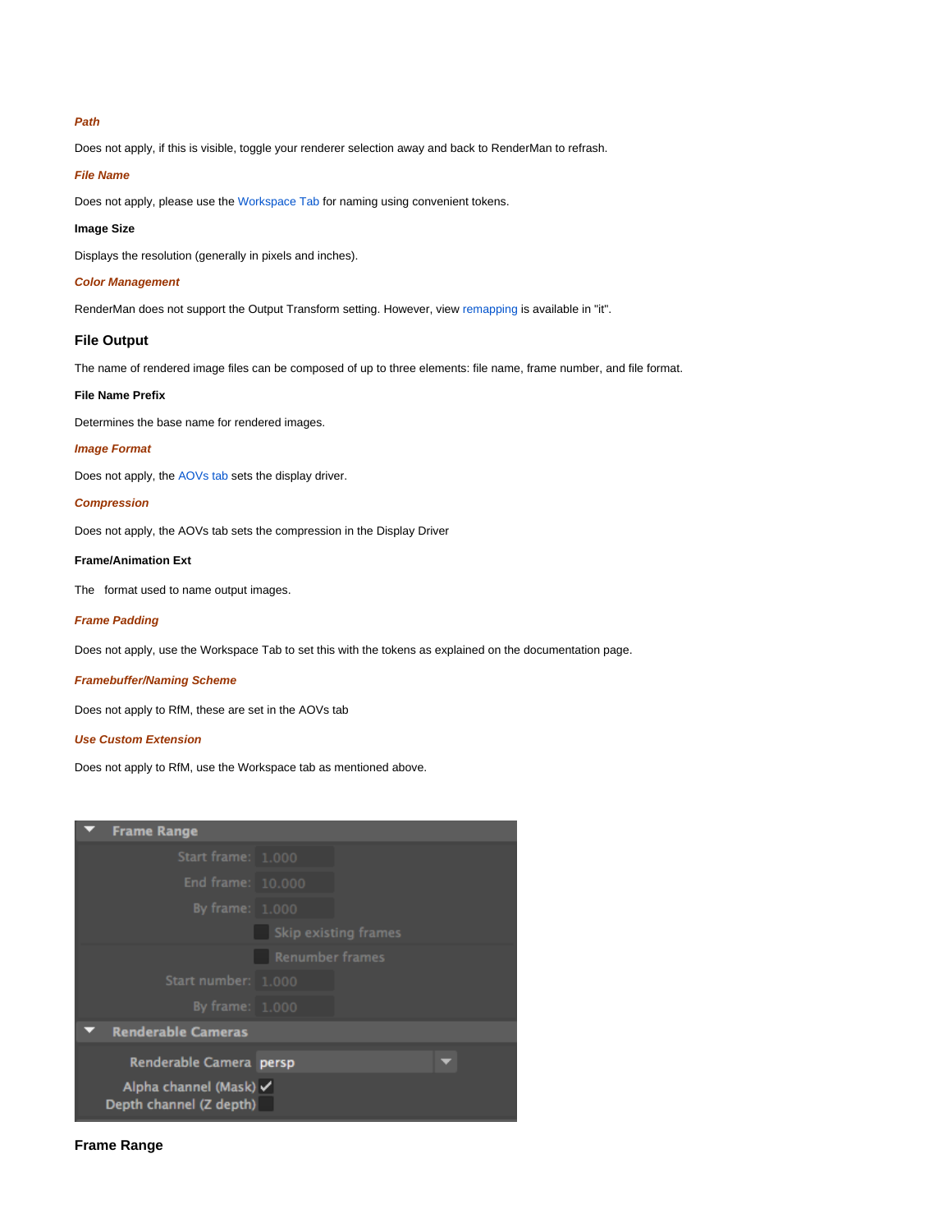***Path***

Does not apply, if this is visible, toggle your renderer selection away and back to RenderMan to refrash.

***File Name***

Does not apply, please use the Workspace Tab for naming using convenient tokens.

**Image Size**

Displays the resolution (generally in pixels and inches).

***Color Management***

RenderMan does not support the Output Transform setting. However, view remapping is available in "it".

### File Output

The name of rendered image files can be composed of up to three elements: file name, frame number, and file format.

**File Name Prefix**

Determines the base name for rendered images.

***Image Format***

Does not apply, the AOVs tab sets the display driver.

***Compression***

Does not apply, the AOVs tab sets the compression in the Display Driver

**Frame/Animation Ext**

The format used to name output images.

***Frame Padding***

Does not apply, use the Workspace Tab to set this with the tokens as explained on the documentation page.

***Framebuffer/Naming Scheme***

Does not apply to RfM, these are set in the AOVs tab

***Use Custom Extension***

Does not apply to RfM, use the Workspace tab as mentioned above.

### Frame Range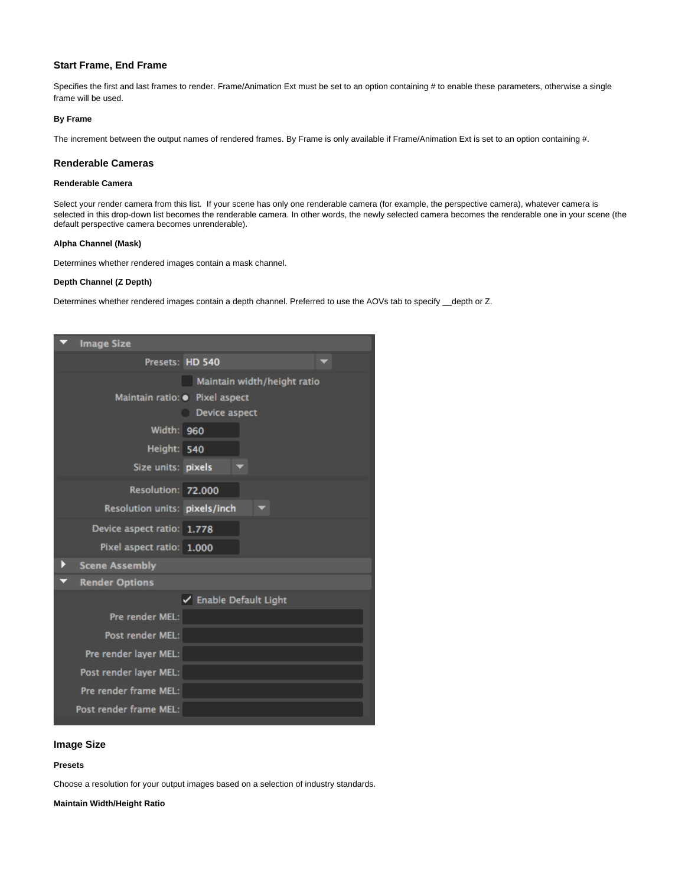### Start Frame, End Frame

Specifies the first and last frames to render. Frame/Animation Ext must be set to an option containing # to enable these parameters, otherwise a single frame will be used.

#### By Frame

The increment between the output names of rendered frames. By Frame is only available if Frame/Animation Ext is set to an option containing #.

### Renderable Cameras

#### Renderable Camera

Select your render camera from this list.  If your scene has only one renderable camera (for example, the perspective camera), whatever camera is selected in this drop-down list becomes the renderable camera. In other words, the newly selected camera becomes the renderable one in your scene (the default perspective camera becomes unrenderable).

#### Alpha Channel (Mask)

Determines whether rendered images contain a mask channel.

#### Depth Channel (Z Depth)

Determines whether rendered images contain a depth channel. Preferred to use the AOVs tab to specify __depth or Z.

### Image Size

#### Presets

Choose a resolution for your output images based on a selection of industry standards.

#### Maintain Width/Height Ratio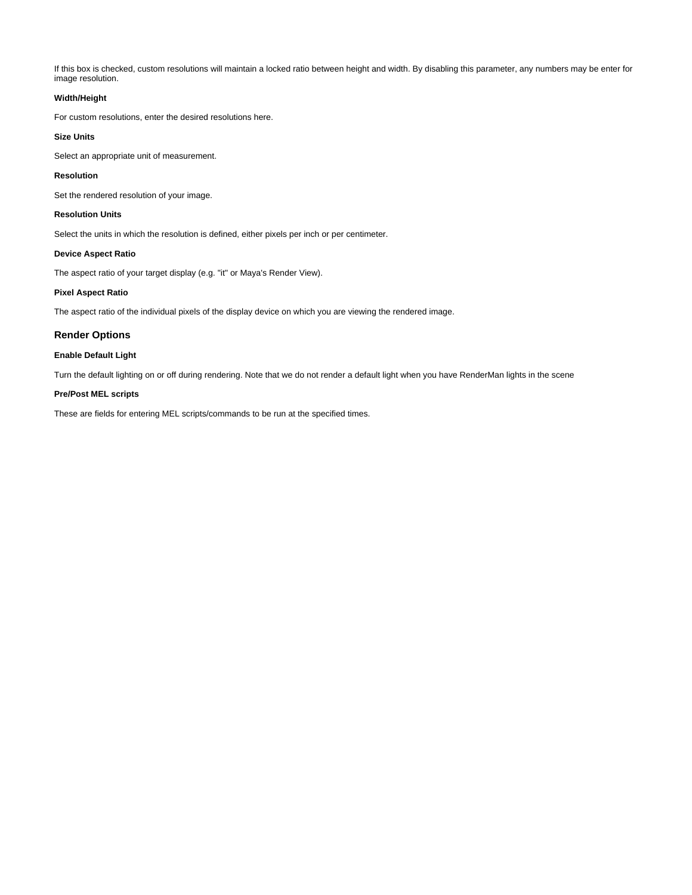If this box is checked, custom resolutions will maintain a locked ratio between height and width. By disabling this parameter, any numbers may be enter for image resolution.

**Width/Height**

For custom resolutions, enter the desired resolutions here.

**Size Units**

Select an appropriate unit of measurement.

**Resolution**

Set the rendered resolution of your image.

**Resolution Units**

Select the units in which the resolution is defined, either pixels per inch or per centimeter.

**Device Aspect Ratio**

The aspect ratio of your target display (e.g. "it" or Maya's Render View).

**Pixel Aspect Ratio**

The aspect ratio of the individual pixels of the display device on which you are viewing the rendered image.

## Render Options

**Enable Default Light**

Turn the default lighting on or off during rendering. Note that we do not render a default light when you have RenderMan lights in the scene

**Pre/Post MEL scripts**

These are fields for entering MEL scripts/commands to be run at the specified times.